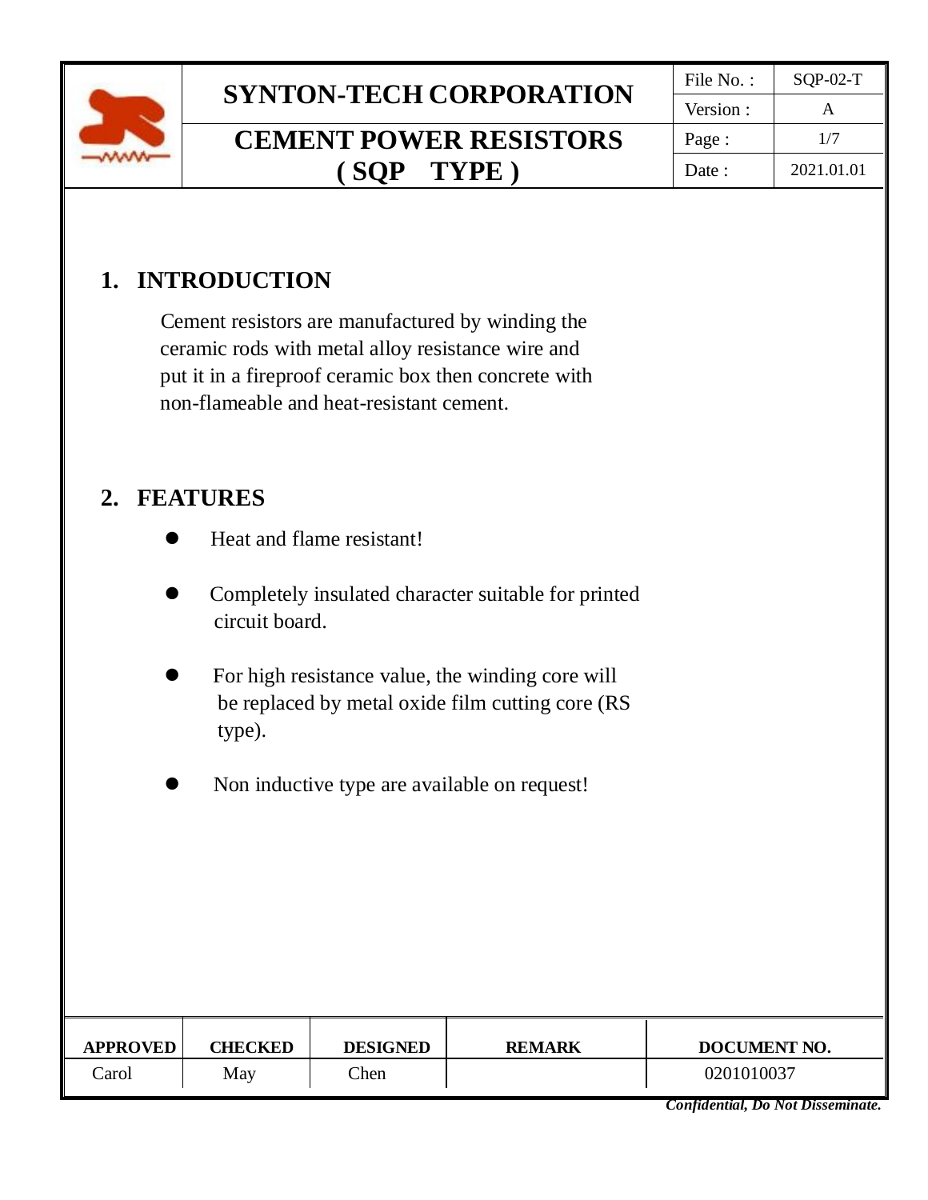# SYNTON-TECH CORPORATION

## CEMENT POWER RESISTORS ( SQP TYPE )

| File No. : | SQP-02-T |
|---|---|
| Version : | A |
| Date : | 2021.01.01 |

## 1. INTRODUCTION

Cement resistors are manufactured by winding the ceramic rods with metal alloy resistance wire and put it in a fireproof ceramic box then concrete with non-flameable and heat-resistant cement.

## 2. FEATURES

- Heat and flame resistant!
- Completely insulated character suitable for printed circuit board.
- For high resistance value, the winding core will be replaced by metal oxide film cutting core (RS type).
- Non inductive type are available on request!

| APPROVED | CHECKED | DESIGNED | REMARK | DOCUMENT NO. |
|---|---|---|---|---|
| Carol | May | Chen | | 0201010037 |

***Confidential, Do Not Disseminate.***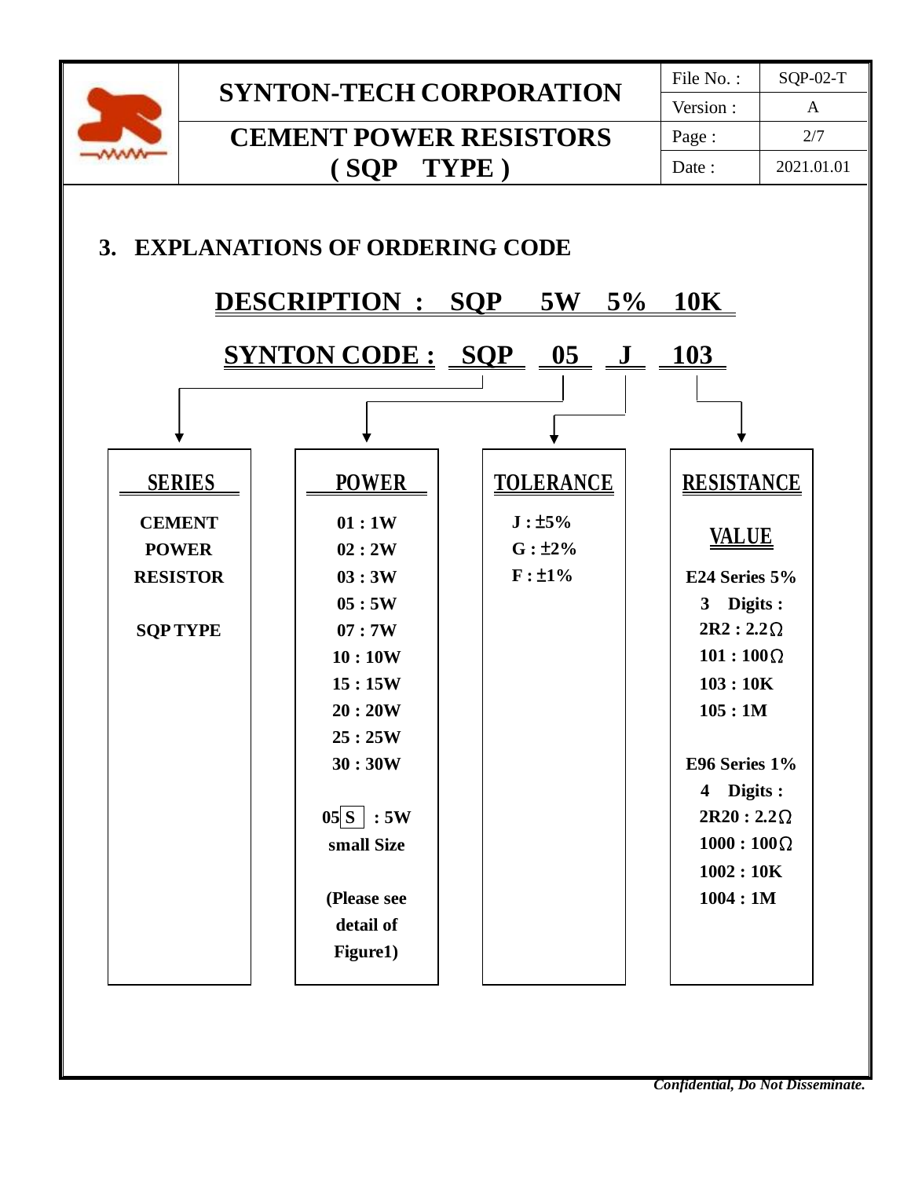## 3. EXPLANATIONS OF ORDERING CODE

**DESCRIPTION : SQP 5W 5% 10K**

**SYNTON CODE : SQP 05 J 103**

| SERIES | POWER | TOLERANCE | RESISTANCE VALUE |
|---|---|---|---|
| CEMENT POWER RESISTOR<br><br>SQP TYPE | 01 : 1W<br>02 : 2W<br>03 : 3W<br>05 : 5W<br>07 : 7W<br>10 : 10W<br>15 : 15W<br>20 : 20W<br>25 : 25W<br>30 : 30W<br><br>05 S : 5W small Size<br><br>(Please see detail of Figure1) | J : ±5%<br>G : ±2%<br>F : ±1% | E24 Series 5%<br>3 Digits :<br>2R2 : 2.2Ω<br>101 : 100Ω<br>103 : 10K<br>105 : 1M<br><br>E96 Series 1%<br>4 Digits :<br>2R20 : 2.2Ω<br>1000 : 100Ω<br>1002 : 10K<br>1004 : 1M |

*Confidential, Do Not Disseminate.*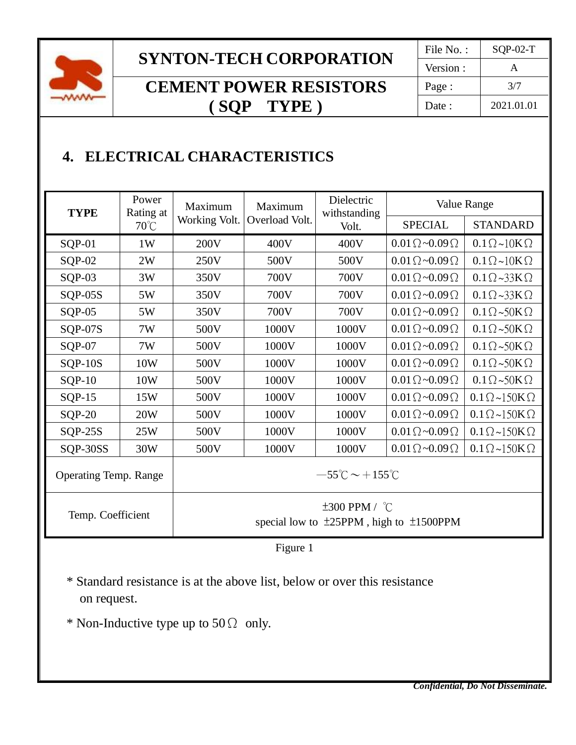## 4. ELECTRICAL CHARACTERISTICS

| TYPE | Power Rating at 70℃ | Maximum Working Volt. | Maximum Overload Volt. | Dielectric withstanding Volt. | Value Range | |
|---|---|---|---|---|---|---|
| | | | | | SPECIAL | STANDARD |
| SQP-01 | 1W | 200V | 400V | 400V | 0.01Ω~0.09Ω | 0.1Ω~10KΩ |
| SQP-02 | 2W | 250V | 500V | 500V | 0.01Ω~0.09Ω | 0.1Ω~10KΩ |
| SQP-03 | 3W | 350V | 700V | 700V | 0.01Ω~0.09Ω | 0.1Ω~33KΩ |
| SQP-05S | 5W | 350V | 700V | 700V | 0.01Ω~0.09Ω | 0.1Ω~33KΩ |
| SQP-05 | 5W | 350V | 700V | 700V | 0.01Ω~0.09Ω | 0.1Ω~50KΩ |
| SQP-07S | 7W | 500V | 1000V | 1000V | 0.01Ω~0.09Ω | 0.1Ω~50KΩ |
| SQP-07 | 7W | 500V | 1000V | 1000V | 0.01Ω~0.09Ω | 0.1Ω~50KΩ |
| SQP-10S | 10W | 500V | 1000V | 1000V | 0.01Ω~0.09Ω | 0.1Ω~50KΩ |
| SQP-10 | 10W | 500V | 1000V | 1000V | 0.01Ω~0.09Ω | 0.1Ω~50KΩ |
| SQP-15 | 15W | 500V | 1000V | 1000V | 0.01Ω~0.09Ω | 0.1Ω~150KΩ |
| SQP-20 | 20W | 500V | 1000V | 1000V | 0.01Ω~0.09Ω | 0.1Ω~150KΩ |
| SQP-25S | 25W | 500V | 1000V | 1000V | 0.01Ω~0.09Ω | 0.1Ω~150KΩ |
| SQP-30SS | 30W | 500V | 1000V | 1000V | 0.01Ω~0.09Ω | 0.1Ω~150KΩ |
| Operating Temp. Range | | —55℃～＋155℃ | | | | |
| Temp. Coefficient | | ±300 PPM / ℃<br>special low to ±25PPM , high to ±1500PPM | | | | |

Figure 1

\* Standard resistance is at the above list, below or over this resistance on request.

\* Non-Inductive type up to 50Ω only.

***Confidential, Do Not Disseminate.***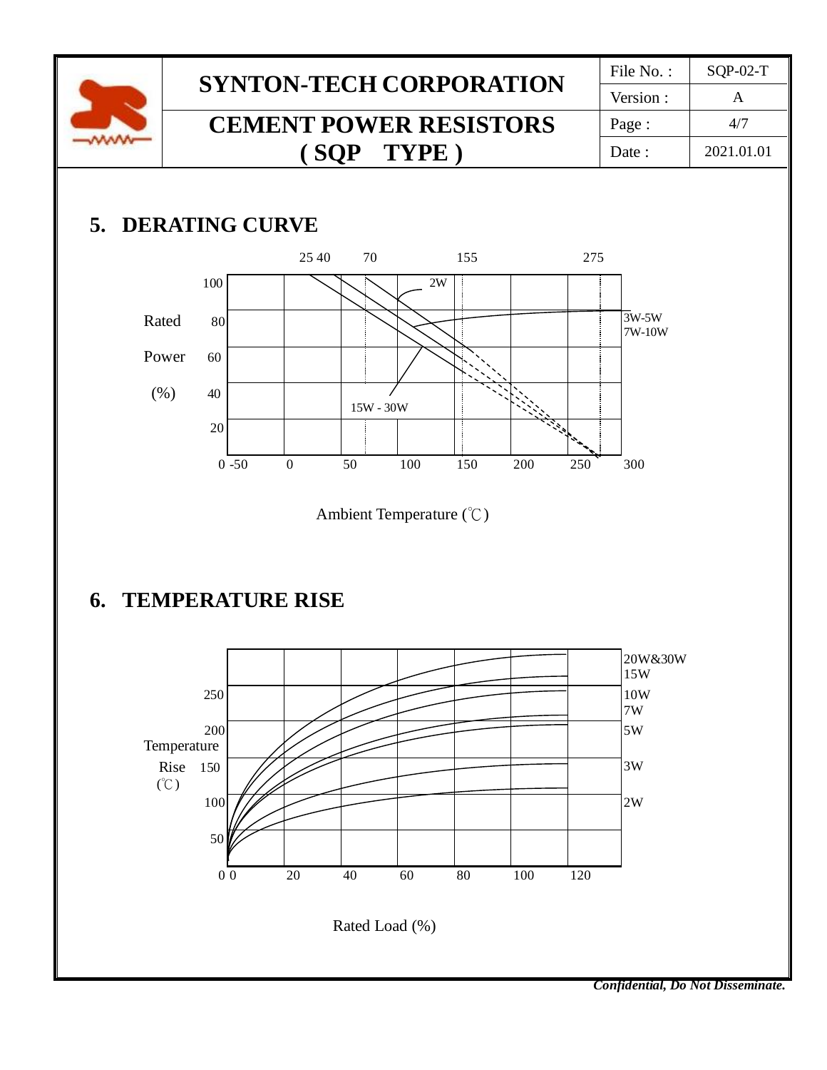## 5. DERATING CURVE

25 40 70 155 275

Rated Power (%)

100, 80, 60, 40, 20, 0

2W

3W-5W
7W-10W

15W - 30W

-50 0 50 100 150 200 250 300

Ambient Temperature (℃)

## 6. TEMPERATURE RISE

20W&30W
15W
10W
7W
5W
3W
2W

Temperature Rise (℃)

250, 200, 150, 100, 50, 0

0 20 40 60 80 100 120

Rated Load (%)

*Confidential, Do Not Disseminate.*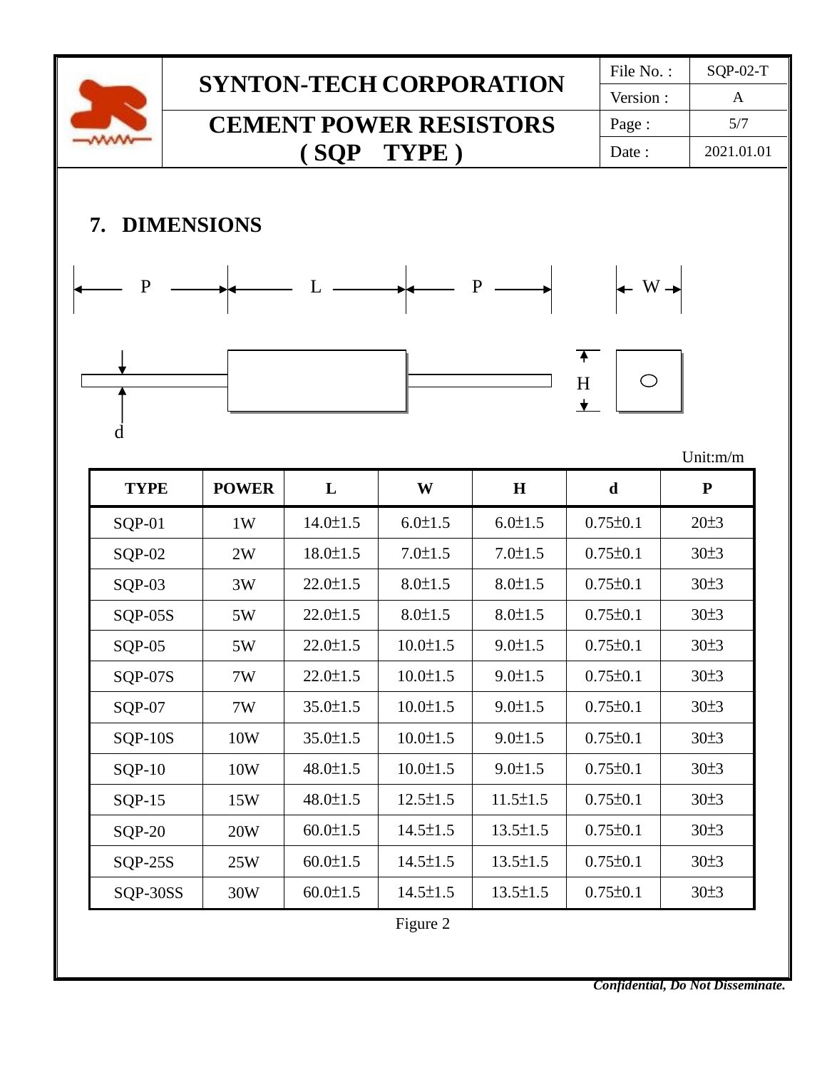## 7. DIMENSIONS

Unit:m/m

| TYPE | POWER | L | W | H | d | P |
|---|---|---|---|---|---|---|
| SQP-01 | 1W | 14.0±1.5 | 6.0±1.5 | 6.0±1.5 | 0.75±0.1 | 20±3 |
| SQP-02 | 2W | 18.0±1.5 | 7.0±1.5 | 7.0±1.5 | 0.75±0.1 | 30±3 |
| SQP-03 | 3W | 22.0±1.5 | 8.0±1.5 | 8.0±1.5 | 0.75±0.1 | 30±3 |
| SQP-05S | 5W | 22.0±1.5 | 8.0±1.5 | 8.0±1.5 | 0.75±0.1 | 30±3 |
| SQP-05 | 5W | 22.0±1.5 | 10.0±1.5 | 9.0±1.5 | 0.75±0.1 | 30±3 |
| SQP-07S | 7W | 22.0±1.5 | 10.0±1.5 | 9.0±1.5 | 0.75±0.1 | 30±3 |
| SQP-07 | 7W | 35.0±1.5 | 10.0±1.5 | 9.0±1.5 | 0.75±0.1 | 30±3 |
| SQP-10S | 10W | 35.0±1.5 | 10.0±1.5 | 9.0±1.5 | 0.75±0.1 | 30±3 |
| SQP-10 | 10W | 48.0±1.5 | 10.0±1.5 | 9.0±1.5 | 0.75±0.1 | 30±3 |
| SQP-15 | 15W | 48.0±1.5 | 12.5±1.5 | 11.5±1.5 | 0.75±0.1 | 30±3 |
| SQP-20 | 20W | 60.0±1.5 | 14.5±1.5 | 13.5±1.5 | 0.75±0.1 | 30±3 |
| SQP-25S | 25W | 60.0±1.5 | 14.5±1.5 | 13.5±1.5 | 0.75±0.1 | 30±3 |
| SQP-30SS | 30W | 60.0±1.5 | 14.5±1.5 | 13.5±1.5 | 0.75±0.1 | 30±3 |

Figure 2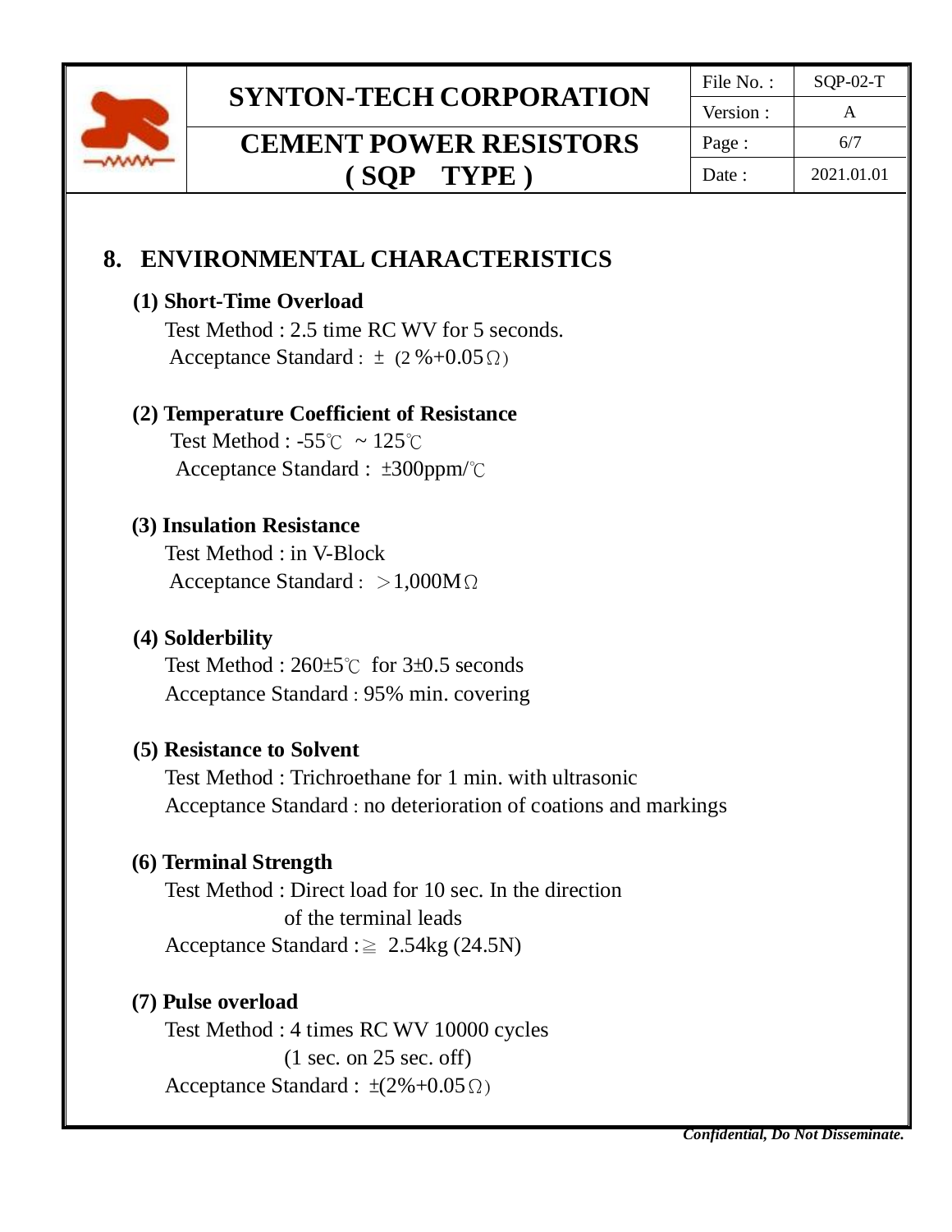## 8. ENVIRONMENTAL CHARACTERISTICS

**(1) Short-Time Overload**

Test Method : 2.5 time RC WV for 5 seconds.

Acceptance Standard : ± (2 %+0.05Ω)

**(2) Temperature Coefficient of Resistance**

Test Method : -55℃ ~ 125℃

Acceptance Standard : ±300ppm/℃

**(3) Insulation Resistance**

Test Method : in V-Block

Acceptance Standard : ＞1,000MΩ

**(4) Solderbility**

Test Method : 260±5℃ for 3±0.5 seconds

Acceptance Standard : 95% min. covering

**(5) Resistance to Solvent**

Test Method : Trichroethane for 1 min. with ultrasonic

Acceptance Standard : no deterioration of coations and markings

**(6) Terminal Strength**

Test Method : Direct load for 10 sec. In the direction of the terminal leads

Acceptance Standard :≧ 2.54kg (24.5N)

**(7) Pulse overload**

Test Method : 4 times RC WV 10000 cycles (1 sec. on 25 sec. off)

Acceptance Standard : ±(2%+0.05Ω)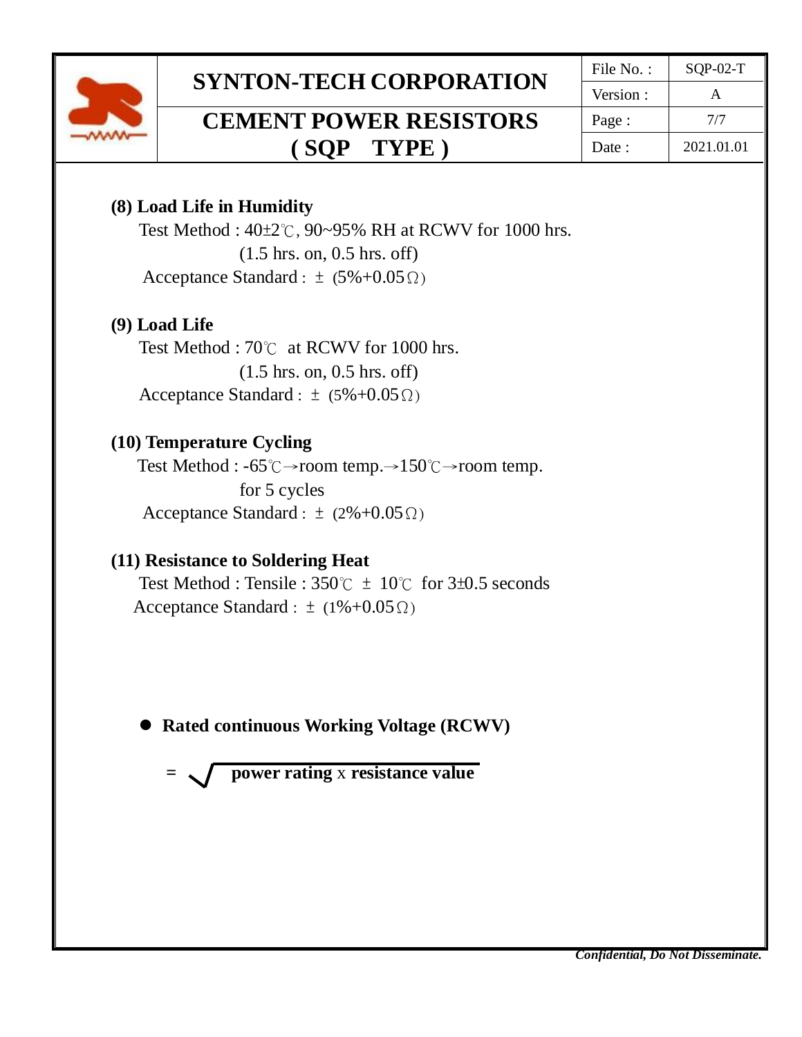**(8) Load Life in Humidity**

Test Method : 40±2℃, 90~95% RH at RCWV for 1000 hrs.
(1.5 hrs. on, 0.5 hrs. off)

Acceptance Standard : ± (5%+0.05Ω)

**(9) Load Life**

Test Method : 70℃ at RCWV for 1000 hrs.
(1.5 hrs. on, 0.5 hrs. off)

Acceptance Standard : ± (5%+0.05Ω)

**(10) Temperature Cycling**

Test Method : -65℃→room temp.→150℃→room temp.
for 5 cycles

Acceptance Standard : ± (2%+0.05Ω)

**(11) Resistance to Soldering Heat**

Test Method : Tensile : 350℃ ± 10℃ for 3±0.5 seconds

Acceptance Standard : ± (1%+0.05Ω)

- **Rated continuous Working Voltage (RCWV)**

$$= \sqrt{\textbf{power rating} \times \textbf{resistance value}}$$